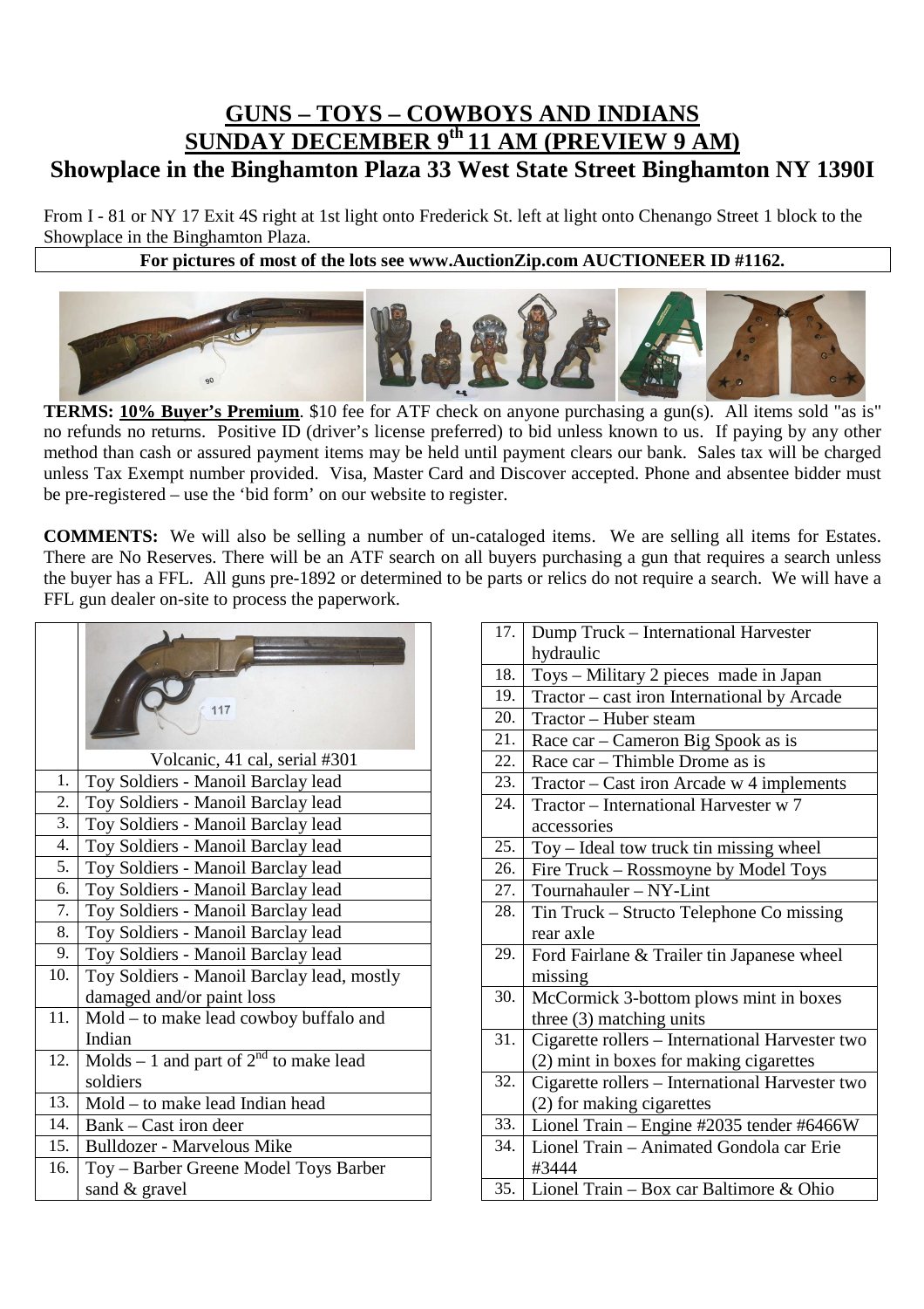# GUNS – TOYS – COWBOYS AND INDIANS

## SUNDAY DECEMBER 9th 11 AM (PREVIEW 9 AM)

### Showplace in the Binghamton Plaza 33 West State Street Binghamton NY 1390I

From I - 81 or NY 17 Exit 4S right at 1st light onto Frederick St. left at light onto Chenango Street 1 block to the Showplace in the Binghamton Plaza.

**For pictures of most of the lots see www.AuctionZip.com AUCTIONEER ID #1162.**

**TERMS: 10% Buyer's Premium**. $10 fee for ATF check on anyone purchasing a gun(s). All items sold "as is" no refunds no returns. Positive ID (driver's license preferred) to bid unless known to us. If paying by any other method than cash or assured payment items may be held until payment clears our bank. Sales tax will be charged unless Tax Exempt number provided. Visa, Master Card and Discover accepted. Phone and absentee bidder must be pre-registered – use the 'bid form' on our website to register.

**COMMENTS:** We will also be selling a number of un-cataloged items. We are selling all items for Estates. There are No Reserves. There will be an ATF search on all buyers purchasing a gun that requires a search unless the buyer has a FFL. All guns pre-1892 or determined to be parts or relics do not require a search. We will have a FFL gun dealer on-site to process the paperwork.

| | |
|---|---|
| | Volcanic, 41 cal, serial #301 |
| 1. | Toy Soldiers - Manoil Barclay lead |
| 2. | Toy Soldiers - Manoil Barclay lead |
| 3. | Toy Soldiers - Manoil Barclay lead |
| 4. | Toy Soldiers - Manoil Barclay lead |
| 5. | Toy Soldiers - Manoil Barclay lead |
| 6. | Toy Soldiers - Manoil Barclay lead |
| 7. | Toy Soldiers - Manoil Barclay lead |
| 8. | Toy Soldiers - Manoil Barclay lead |
| 9. | Toy Soldiers - Manoil Barclay lead |
| 10. | Toy Soldiers - Manoil Barclay lead, mostly damaged and/or paint loss |
| 11. | Mold – to make lead cowboy buffalo and Indian |
| 12. | Molds – 1 and part of 2nd to make lead soldiers |
| 13. | Mold – to make lead Indian head |
| 14. | Bank – Cast iron deer |
| 15. | Bulldozer - Marvelous Mike |
| 16. | Toy – Barber Greene Model Toys Barber sand & gravel |
| 17. | Dump Truck – International Harvester hydraulic |
| 18. | Toys – Military 2 pieces made in Japan |
| 19. | Tractor – cast iron International by Arcade |
| 20. | Tractor – Huber steam |
| 21. | Race car – Cameron Big Spook as is |
| 22. | Race car – Thimble Drome as is |
| 23. | Tractor – Cast iron Arcade w 4 implements |
| 24. | Tractor – International Harvester w 7 accessories |
| 25. | Toy – Ideal tow truck tin missing wheel |
| 26. | Fire Truck – Rossmoyne by Model Toys |
| 27. | Tournahauler – NY-Lint |
| 28. | Tin Truck – Structo Telephone Co missing rear axle |
| 29. | Ford Fairlane & Trailer tin Japanese wheel missing |
| 30. | McCormick 3-bottom plows mint in boxes three (3) matching units |
| 31. | Cigarette rollers – International Harvester two (2) mint in boxes for making cigarettes |
| 32. | Cigarette rollers – International Harvester two (2) for making cigarettes |
| 33. | Lionel Train – Engine #2035 tender #6466W |
| 34. | Lionel Train – Animated Gondola car Erie #3444 |
| 35. | Lionel Train – Box car Baltimore & Ohio |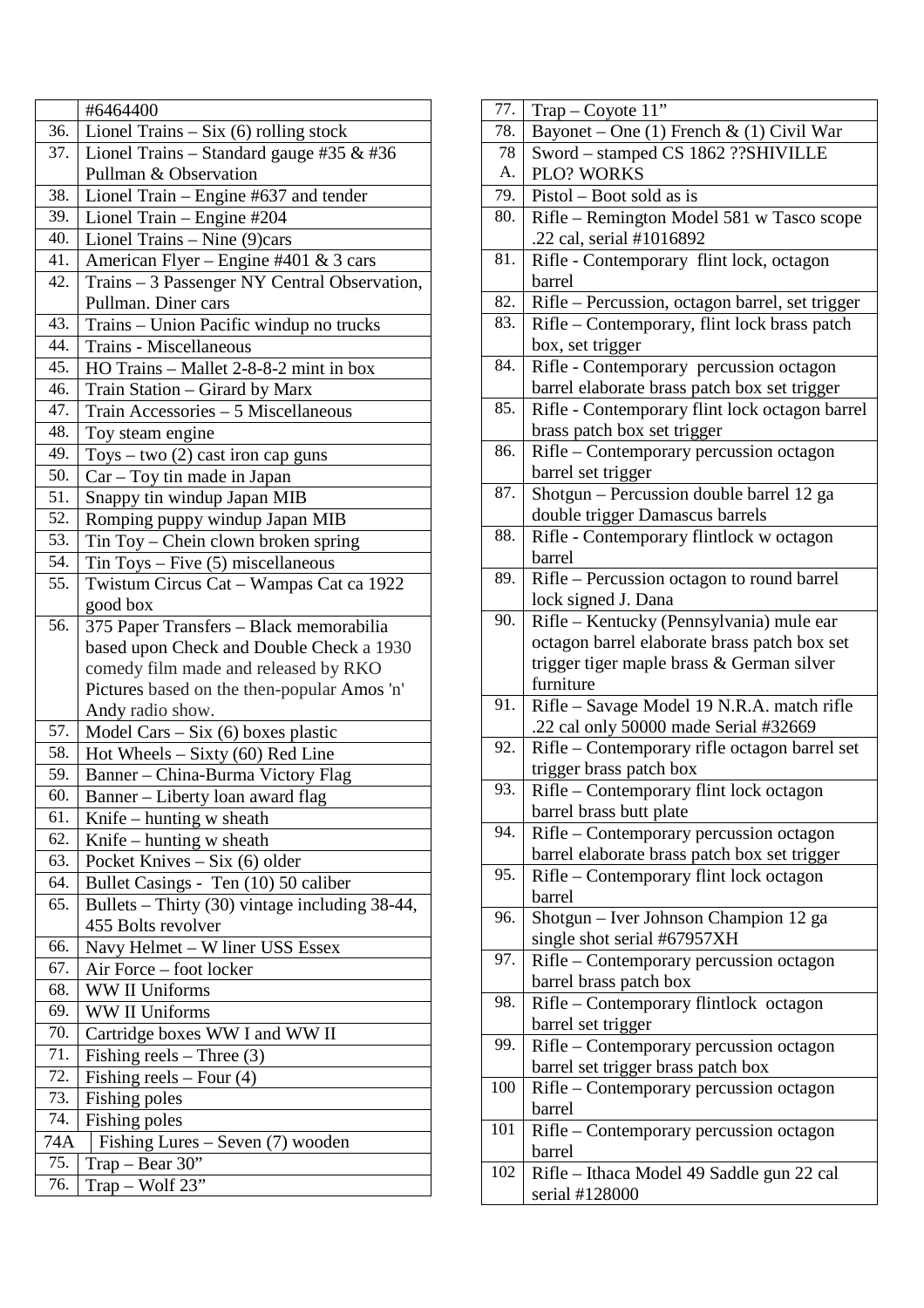| | |
|---|---|
| | #6464400 |
| 36. | Lionel Trains – Six (6) rolling stock |
| 37. | Lionel Trains – Standard gauge #35 & #36 Pullman & Observation |
| 38. | Lionel Train – Engine #637 and tender |
| 39. | Lionel Train – Engine #204 |
| 40. | Lionel Trains – Nine (9)cars |
| 41. | American Flyer – Engine #401 & 3 cars |
| 42. | Trains – 3 Passenger NY Central Observation, Pullman. Diner cars |
| 43. | Trains – Union Pacific windup no trucks |
| 44. | Trains - Miscellaneous |
| 45. | HO Trains – Mallet 2-8-8-2 mint in box |
| 46. | Train Station – Girard by Marx |
| 47. | Train Accessories – 5 Miscellaneous |
| 48. | Toy steam engine |
| 49. | Toys – two (2) cast iron cap guns |
| 50. | Car – Toy tin made in Japan |
| 51. | Snappy tin windup Japan MIB |
| 52. | Romping puppy windup Japan MIB |
| 53. | Tin Toy – Chein clown broken spring |
| 54. | Tin Toys – Five (5) miscellaneous |
| 55. | Twistum Circus Cat – Wampas Cat ca 1922 good box |
| 56. | 375 Paper Transfers – Black memorabilia based upon Check and Double Check a 1930 comedy film made and released by RKO Pictures based on the then-popular Amos 'n' Andy radio show. |
| 57. | Model Cars – Six (6) boxes plastic |
| 58. | Hot Wheels – Sixty (60) Red Line |
| 59. | Banner – China-Burma Victory Flag |
| 60. | Banner – Liberty loan award flag |
| 61. | Knife – hunting w sheath |
| 62. | Knife – hunting w sheath |
| 63. | Pocket Knives – Six (6) older |
| 64. | Bullet Casings - Ten (10) 50 caliber |
| 65. | Bullets – Thirty (30) vintage including 38-44, 455 Bolts revolver |
| 66. | Navy Helmet – W liner USS Essex |
| 67. | Air Force – foot locker |
| 68. | WW II Uniforms |
| 69. | WW II Uniforms |
| 70. | Cartridge boxes WW I and WW II |
| 71. | Fishing reels – Three (3) |
| 72. | Fishing reels – Four (4) |
| 73. | Fishing poles |
| 74. | Fishing poles |
| 74A | Fishing Lures – Seven (7) wooden |
| 75. | Trap – Bear 30" |
| 76. | Trap – Wolf 23" |
| 77. | Trap – Coyote 11" |
| 78. | Bayonet – One (1) French & (1) Civil War |
| 78 A. | Sword – stamped CS 1862 ??SHIVILLE PLO? WORKS |
| 79. | Pistol – Boot sold as is |
| 80. | Rifle – Remington Model 581 w Tasco scope .22 cal, serial #1016892 |
| 81. | Rifle - Contemporary flint lock, octagon barrel |
| 82. | Rifle – Percussion, octagon barrel, set trigger |
| 83. | Rifle – Contemporary, flint lock brass patch box, set trigger |
| 84. | Rifle - Contemporary percussion octagon barrel elaborate brass patch box set trigger |
| 85. | Rifle - Contemporary flint lock octagon barrel brass patch box set trigger |
| 86. | Rifle – Contemporary percussion octagon barrel set trigger |
| 87. | Shotgun – Percussion double barrel 12 ga double trigger Damascus barrels |
| 88. | Rifle - Contemporary flintlock w octagon barrel |
| 89. | Rifle – Percussion octagon to round barrel lock signed J. Dana |
| 90. | Rifle – Kentucky (Pennsylvania) mule ear octagon barrel elaborate brass patch box set trigger tiger maple brass & German silver furniture |
| 91. | Rifle – Savage Model 19 N.R.A. match rifle .22 cal only 50000 made Serial #32669 |
| 92. | Rifle – Contemporary rifle octagon barrel set trigger brass patch box |
| 93. | Rifle – Contemporary flint lock octagon barrel brass butt plate |
| 94. | Rifle – Contemporary percussion octagon barrel elaborate brass patch box set trigger |
| 95. | Rifle – Contemporary flint lock octagon barrel |
| 96. | Shotgun – Iver Johnson Champion 12 ga single shot serial #67957XH |
| 97. | Rifle – Contemporary percussion octagon barrel brass patch box |
| 98. | Rifle – Contemporary flintlock octagon barrel set trigger |
| 99. | Rifle – Contemporary percussion octagon barrel set trigger brass patch box |
| 100 | Rifle – Contemporary percussion octagon barrel |
| 101 | Rifle – Contemporary percussion octagon barrel |
| 102 | Rifle – Ithaca Model 49 Saddle gun 22 cal serial #128000 |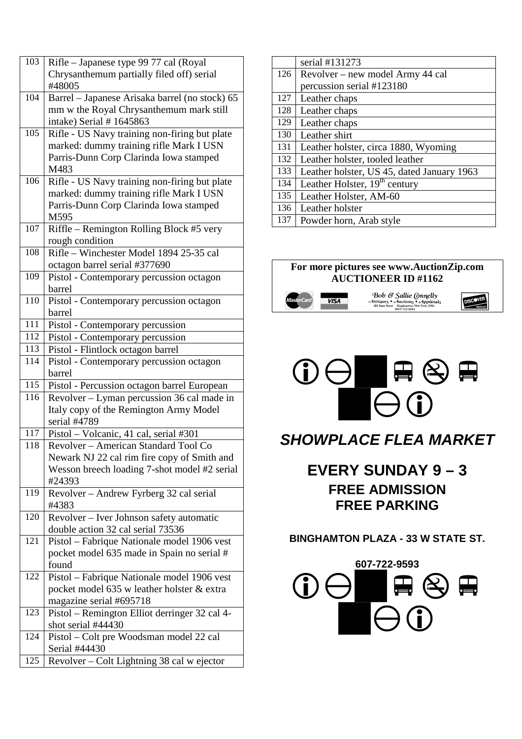| | |
|---|---|
| 103 | Rifle – Japanese type 99 77 cal (Royal Chrysanthemum partially filed off) serial #48005 |
| 104 | Barrel – Japanese Arisaka barrel (no stock) 65 mm w the Royal Chrysanthemum mark still intake) Serial # 1645863 |
| 105 | Rifle - US Navy training non-firing but plate marked: dummy training rifle Mark I USN Parris-Dunn Corp Clarinda Iowa stamped M483 |
| 106 | Rifle - US Navy training non-firing but plate marked: dummy training rifle Mark I USN Parris-Dunn Corp Clarinda Iowa stamped M595 |
| 107 | Riffle – Remington Rolling Block #5 very rough condition |
| 108 | Rifle – Winchester Model 1894 25-35 cal octagon barrel serial #377690 |
| 109 | Pistol - Contemporary percussion octagon barrel |
| 110 | Pistol - Contemporary percussion octagon barrel |
| 111 | Pistol - Contemporary percussion |
| 112 | Pistol - Contemporary percussion |
| 113 | Pistol - Flintlock octagon barrel |
| 114 | Pistol - Contemporary percussion octagon barrel |
| 115 | Pistol - Percussion octagon barrel European |
| 116 | Revolver – Lyman percussion 36 cal made in Italy copy of the Remington Army Model serial #4789 |
| 117 | Pistol – Volcanic, 41 cal, serial #301 |
| 118 | Revolver – American Standard Tool Co Newark NJ 22 cal rim fire copy of Smith and Wesson breech loading 7-shot model #2 serial #24393 |
| 119 | Revolver – Andrew Fyrberg 32 cal serial #4383 |
| 120 | Revolver – Iver Johnson safety automatic double action 32 cal serial 73536 |
| 121 | Pistol – Fabrique Nationale model 1906 vest pocket model 635 made in Spain no serial # found |
| 122 | Pistol – Fabrique Nationale model 1906 vest pocket model 635 w leather holster & extra magazine serial #695718 |
| 123 | Pistol – Remington Elliot derringer 32 cal 4-shot serial #44430 |
| 124 | Pistol – Colt pre Woodsman model 22 cal Serial #44430 |
| 125 | Revolver – Colt Lightning 38 cal w ejector serial #131273 |
| 126 | Revolver – new model Army 44 cal percussion serial #123180 |
| 127 | Leather chaps |
| 128 | Leather chaps |
| 129 | Leather chaps |
| 130 | Leather shirt |
| 131 | Leather holster, circa 1880, Wyoming |
| 132 | Leather holster, tooled leather |
| 133 | Leather holster, US 45, dated January 1963 |
| 134 | Leather Holster, 19th century |
| 135 | Leather Holster, AM-60 |
| 136 | Leather holster |
| 137 | Powder horn, Arab style |

**For more pictures see www.AuctionZip.com**
**AUCTIONEER ID #1162**

MasterCard VISA Bob & Sallie Connelly Antiques • Auctions • Appraisals 205 State Street Binghamton, New York 13901 (607) 722-9593 DISCOVER

## *SHOWPLACE FLEA MARKET*

## EVERY SUNDAY 9 – 3

### FREE ADMISSION
### FREE PARKING

**BINGHAMTON PLAZA - 33 W STATE ST.**

**607-722-9593**